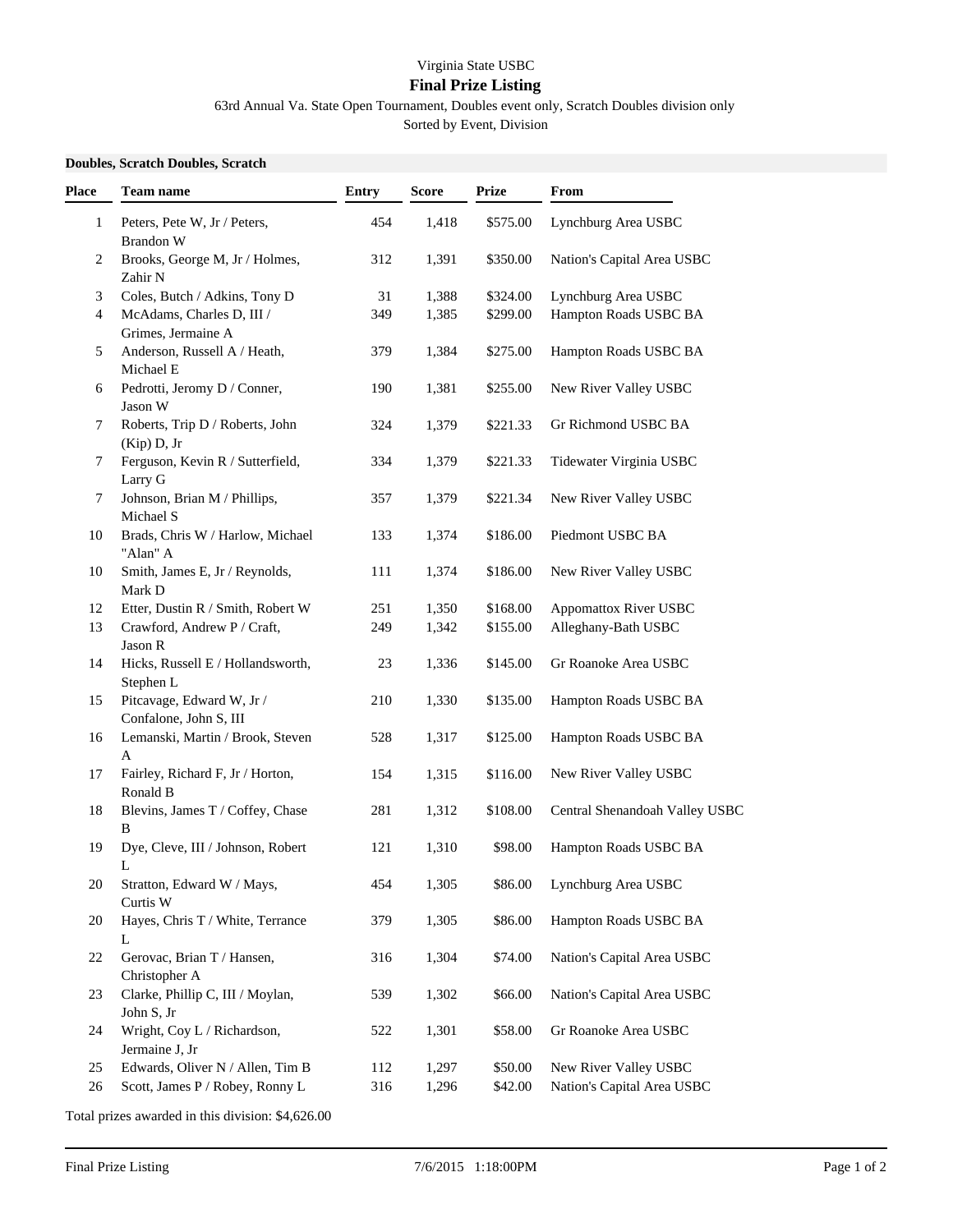Virginia State USBC

# Final Prize Listing

63rd Annual Va. State Open Tournament, Doubles event only, Scratch Doubles division only

Sorted by Event, Division

**Doubles, Scratch Doubles, Scratch**

| Place | Team name | Entry | Score | Prize | From |
|---|---|---|---|---|---|
| 1 | Peters, Pete W, Jr / Peters, Brandon W | 454 | 1,418 | $575.00 | Lynchburg Area USBC |
| 2 | Brooks, George M, Jr / Holmes, Zahir N | 312 | 1,391 | $350.00 | Nation's Capital Area USBC |
| 3 | Coles, Butch / Adkins, Tony D | 31 | 1,388 | $324.00 | Lynchburg Area USBC |
| 4 | McAdams, Charles D, III / Grimes, Jermaine A | 349 | 1,385 | $299.00 | Hampton Roads USBC BA |
| 5 | Anderson, Russell A / Heath, Michael E | 379 | 1,384 | $275.00 | Hampton Roads USBC BA |
| 6 | Pedrotti, Jeromy D / Conner, Jason W | 190 | 1,381 | $255.00 | New River Valley USBC |
| 7 | Roberts, Trip D / Roberts, John (Kip) D, Jr | 324 | 1,379 | $221.33 | Gr Richmond USBC BA |
| 7 | Ferguson, Kevin R / Sutterfield, Larry G | 334 | 1,379 | $221.33 | Tidewater Virginia USBC |
| 7 | Johnson, Brian M / Phillips, Michael S | 357 | 1,379 | $221.34 | New River Valley USBC |
| 10 | Brads, Chris W / Harlow, Michael "Alan" A | 133 | 1,374 | $186.00 | Piedmont USBC BA |
| 10 | Smith, James E, Jr / Reynolds, Mark D | 111 | 1,374 | $186.00 | New River Valley USBC |
| 12 | Etter, Dustin R / Smith, Robert W | 251 | 1,350 | $168.00 | Appomattox River USBC |
| 13 | Crawford, Andrew P / Craft, Jason R | 249 | 1,342 | $155.00 | Alleghany-Bath USBC |
| 14 | Hicks, Russell E / Hollandsworth, Stephen L | 23 | 1,336 | $145.00 | Gr Roanoke Area USBC |
| 15 | Pitcavage, Edward W, Jr / Confalone, John S, III | 210 | 1,330 | $135.00 | Hampton Roads USBC BA |
| 16 | Lemanski, Martin / Brook, Steven A | 528 | 1,317 | $125.00 | Hampton Roads USBC BA |
| 17 | Fairley, Richard F, Jr / Horton, Ronald B | 154 | 1,315 | $116.00 | New River Valley USBC |
| 18 | Blevins, James T / Coffey, Chase B | 281 | 1,312 | $108.00 | Central Shenandoah Valley USBC |
| 19 | Dye, Cleve, III / Johnson, Robert L | 121 | 1,310 | $98.00 | Hampton Roads USBC BA |
| 20 | Stratton, Edward W / Mays, Curtis W | 454 | 1,305 | $86.00 | Lynchburg Area USBC |
| 20 | Hayes, Chris T / White, Terrance L | 379 | 1,305 | $86.00 | Hampton Roads USBC BA |
| 22 | Gerovac, Brian T / Hansen, Christopher A | 316 | 1,304 | $74.00 | Nation's Capital Area USBC |
| 23 | Clarke, Phillip C, III / Moylan, John S, Jr | 539 | 1,302 | $66.00 | Nation's Capital Area USBC |
| 24 | Wright, Coy L / Richardson, Jermaine J, Jr | 522 | 1,301 | $58.00 | Gr Roanoke Area USBC |
| 25 | Edwards, Oliver N / Allen, Tim B | 112 | 1,297 | $50.00 | New River Valley USBC |
| 26 | Scott, James P / Robey, Ronny L | 316 | 1,296 | $42.00 | Nation's Capital Area USBC |

Total prizes awarded in this division: $4,626.00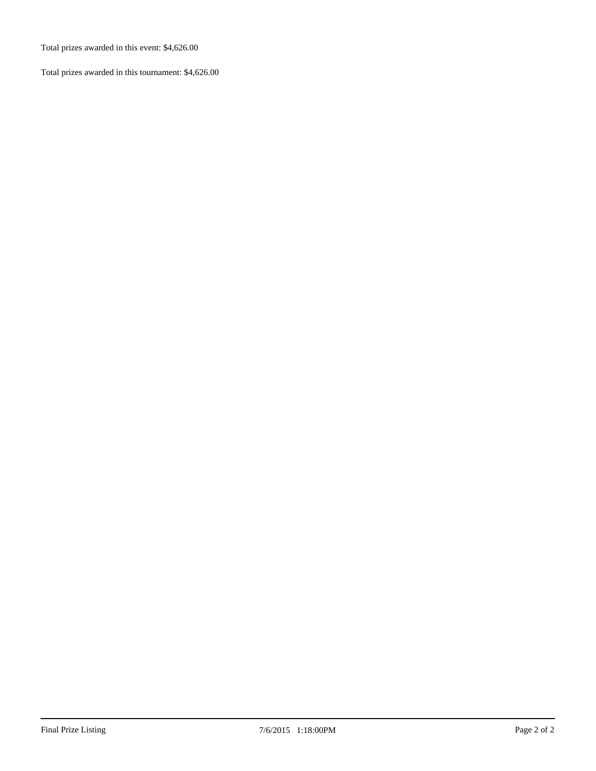Total prizes awarded in this event: $4,626.00

Total prizes awarded in this tournament: $4,626.00